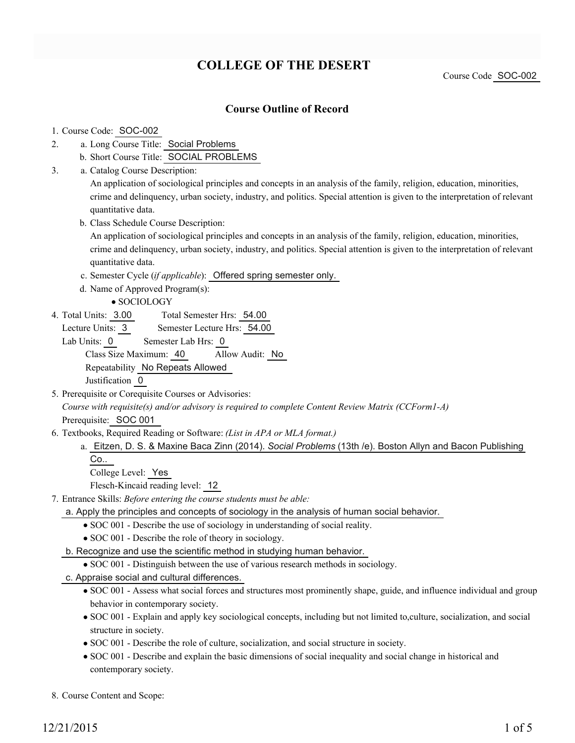# COLLEGE OF THE DESERT

Course Code SOC-002

## Course Outline of Record

1. Course Code: SOC-002
2. a. Long Course Title: Social Problems
   b. Short Course Title: SOCIAL PROBLEMS
3. a. Catalog Course Description:
   An application of sociological principles and concepts in an analysis of the family, religion, education, minorities, crime and delinquency, urban society, industry, and politics. Special attention is given to the interpretation of relevant quantitative data.
   b. Class Schedule Course Description:
   An application of sociological principles and concepts in an analysis of the family, religion, education, minorities, crime and delinquency, urban society, industry, and politics. Special attention is given to the interpretation of relevant quantitative data.
   c. Semester Cycle (*if applicable*): Offered spring semester only.
   d. Name of Approved Program(s):
      - SOCIOLOGY
4. Total Units: 3.00 Total Semester Hrs: 54.00
   Lecture Units: 3 Semester Lecture Hrs: 54.00
   Lab Units: 0 Semester Lab Hrs: 0
   Class Size Maximum: 40 Allow Audit: No
   Repeatability No Repeats Allowed
   Justification 0
5. Prerequisite or Corequisite Courses or Advisories:
   *Course with requisite(s) and/or advisory is required to complete Content Review Matrix (CCForm1-A)*
   Prerequisite: SOC 001
6. Textbooks, Required Reading or Software: *(List in APA or MLA format.)*
   a. Eitzen, D. S. & Maxine Baca Zinn (2014). *Social Problems* (13th /e). Boston Allyn and Bacon Publishing Co..
      College Level: Yes
      Flesch-Kincaid reading level: 12
7. Entrance Skills: *Before entering the course students must be able:*
   a. Apply the principles and concepts of sociology in the analysis of human social behavior.
      - SOC 001 - Describe the use of sociology in understanding of social reality.
      - SOC 001 - Describe the role of theory in sociology.
   b. Recognize and use the scientific method in studying human behavior.
      - SOC 001 - Distinguish between the use of various research methods in sociology.
   c. Appraise social and cultural differences.
      - SOC 001 - Assess what social forces and structures most prominently shape, guide, and influence individual and group behavior in contemporary society.
      - SOC 001 - Explain and apply key sociological concepts, including but not limited to,culture, socialization, and social structure in society.
      - SOC 001 - Describe the role of culture, socialization, and social structure in society.
      - SOC 001 - Describe and explain the basic dimensions of social inequality and social change in historical and contemporary society.
8. Course Content and Scope: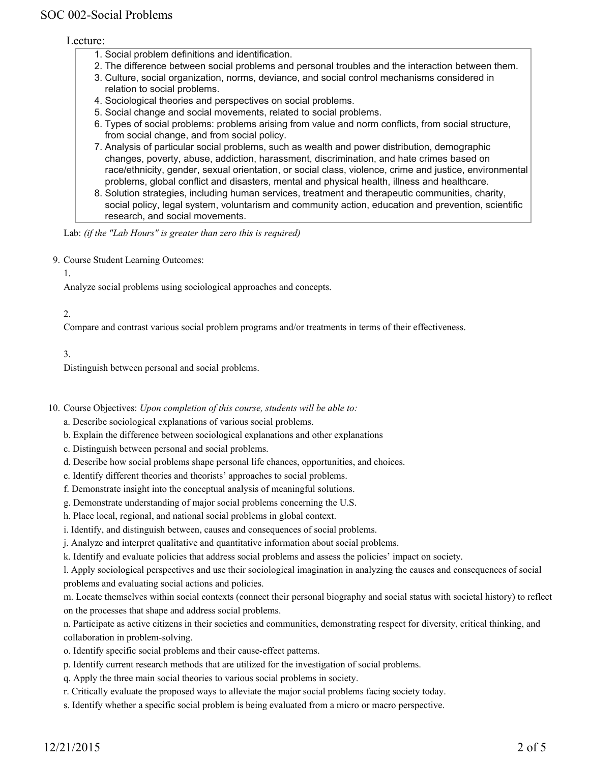Lecture:

1. Social problem definitions and identification.
2. The difference between social problems and personal troubles and the interaction between them.
3. Culture, social organization, norms, deviance, and social control mechanisms considered in relation to social problems.
4. Sociological theories and perspectives on social problems.
5. Social change and social movements, related to social problems.
6. Types of social problems: problems arising from value and norm conflicts, from social structure, from social change, and from social policy.
7. Analysis of particular social problems, such as wealth and power distribution, demographic changes, poverty, abuse, addiction, harassment, discrimination, and hate crimes based on race/ethnicity, gender, sexual orientation, or social class, violence, crime and justice, environmental problems, global conflict and disasters, mental and physical health, illness and healthcare.
8. Solution strategies, including human services, treatment and therapeutic communities, charity, social policy, legal system, voluntarism and community action, education and prevention, scientific research, and social movements.

Lab: *(if the "Lab Hours" is greater than zero this is required)*

9. Course Student Learning Outcomes:

   1.

   Analyze social problems using sociological approaches and concepts.

   2.

   Compare and contrast various social problem programs and/or treatments in terms of their effectiveness.

   3.

   Distinguish between personal and social problems.

10. Course Objectives: *Upon completion of this course, students will be able to:*

    a. Describe sociological explanations of various social problems.
    b. Explain the difference between sociological explanations and other explanations
    c. Distinguish between personal and social problems.
    d. Describe how social problems shape personal life chances, opportunities, and choices.
    e. Identify different theories and theorists' approaches to social problems.
    f. Demonstrate insight into the conceptual analysis of meaningful solutions.
    g. Demonstrate understanding of major social problems concerning the U.S.
    h. Place local, regional, and national social problems in global context.
    i. Identify, and distinguish between, causes and consequences of social problems.
    j. Analyze and interpret qualitative and quantitative information about social problems.
    k. Identify and evaluate policies that address social problems and assess the policies' impact on society.
    l. Apply sociological perspectives and use their sociological imagination in analyzing the causes and consequences of social problems and evaluating social actions and policies.
    m. Locate themselves within social contexts (connect their personal biography and social status with societal history) to reflect on the processes that shape and address social problems.
    n. Participate as active citizens in their societies and communities, demonstrating respect for diversity, critical thinking, and collaboration in problem-solving.
    o. Identify specific social problems and their cause-effect patterns.
    p. Identify current research methods that are utilized for the investigation of social problems.
    q. Apply the three main social theories to various social problems in society.
    r. Critically evaluate the proposed ways to alleviate the major social problems facing society today.
    s. Identify whether a specific social problem is being evaluated from a micro or macro perspective.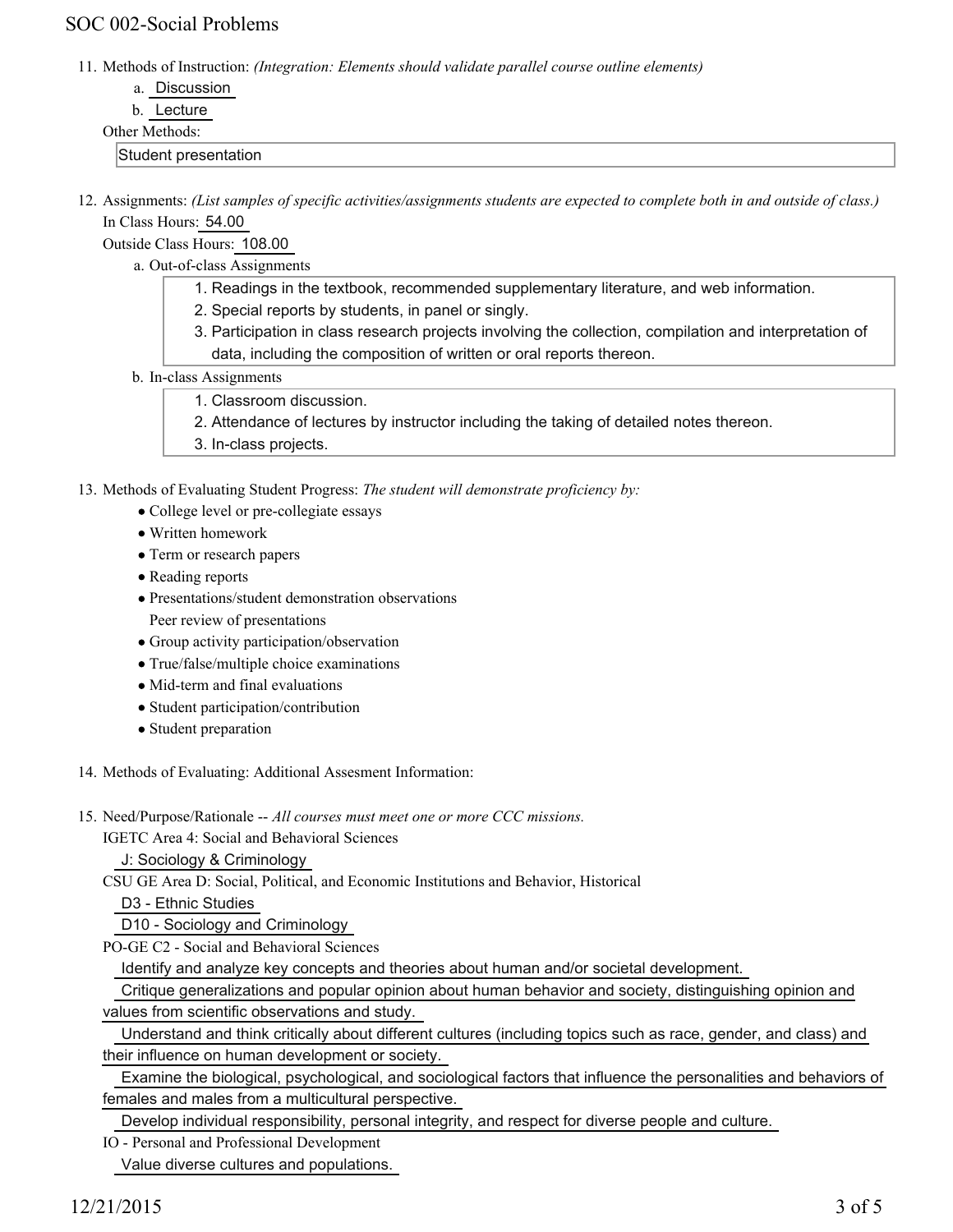11. Methods of Instruction: *(Integration: Elements should validate parallel course outline elements)*
    a. Discussion
    b. Lecture

    Other Methods:

    Student presentation

12. Assignments: *(List samples of specific activities/assignments students are expected to complete both in and outside of class.)*

    In Class Hours: 54.00

    Outside Class Hours: 108.00

    a. Out-of-class Assignments
       1. Readings in the textbook, recommended supplementary literature, and web information.
       2. Special reports by students, in panel or singly.
       3. Participation in class research projects involving the collection, compilation and interpretation of data, including the composition of written or oral reports thereon.

    b. In-class Assignments
       1. Classroom discussion.
       2. Attendance of lectures by instructor including the taking of detailed notes thereon.
       3. In-class projects.

13. Methods of Evaluating Student Progress: *The student will demonstrate proficiency by:*
    - College level or pre-collegiate essays
    - Written homework
    - Term or research papers
    - Reading reports
    - Presentations/student demonstration observations
      Peer review of presentations
    - Group activity participation/observation
    - True/false/multiple choice examinations
    - Mid-term and final evaluations
    - Student participation/contribution
    - Student preparation

14. Methods of Evaluating: Additional Assesment Information:

15. Need/Purpose/Rationale -- *All courses must meet one or more CCC missions.*

    IGETC Area 4: Social and Behavioral Sciences

    J: Sociology & Criminology

    CSU GE Area D: Social, Political, and Economic Institutions and Behavior, Historical

    D3 - Ethnic Studies

    D10 - Sociology and Criminology

    PO-GE C2 - Social and Behavioral Sciences

    Identify and analyze key concepts and theories about human and/or societal development.

    Critique generalizations and popular opinion about human behavior and society, distinguishing opinion and values from scientific observations and study.

    Understand and think critically about different cultures (including topics such as race, gender, and class) and their influence on human development or society.

    Examine the biological, psychological, and sociological factors that influence the personalities and behaviors of females and males from a multicultural perspective.

    Develop individual responsibility, personal integrity, and respect for diverse people and culture.

    IO - Personal and Professional Development

    Value diverse cultures and populations.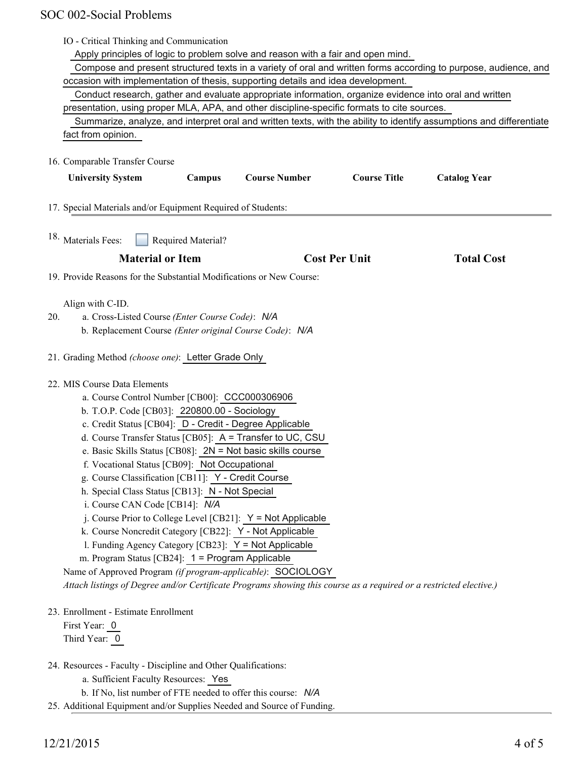IO - Critical Thinking and Communication

Apply principles of logic to problem solve and reason with a fair and open mind.

Compose and present structured texts in a variety of oral and written forms according to purpose, audience, and occasion with implementation of thesis, supporting details and idea development.

Conduct research, gather and evaluate appropriate information, organize evidence into oral and written presentation, using proper MLA, APA, and other discipline-specific formats to cite sources.

Summarize, analyze, and interpret oral and written texts, with the ability to identify assumptions and differentiate fact from opinion.

16. Comparable Transfer Course

| University System | Campus | Course Number | Course Title | Catalog Year |
|---|---|---|---|---|

17. Special Materials and/or Equipment Required of Students:

18. Materials Fees: ☐ Required Material?

| Material or Item | Cost Per Unit | Total Cost |
|---|---|---|

19. Provide Reasons for the Substantial Modifications or New Course:

Align with C-ID.

20. a. Cross-Listed Course *(Enter Course Code)*: *N/A*
    b. Replacement Course *(Enter original Course Code)*: *N/A*

21. Grading Method *(choose one)*: Letter Grade Only

22. MIS Course Data Elements
    a. Course Control Number [CB00]: CCC000306906
    b. T.O.P. Code [CB03]: 220800.00 - Sociology
    c. Credit Status [CB04]: D - Credit - Degree Applicable
    d. Course Transfer Status [CB05]: A = Transfer to UC, CSU
    e. Basic Skills Status [CB08]: 2N = Not basic skills course
    f. Vocational Status [CB09]: Not Occupational
    g. Course Classification [CB11]: Y - Credit Course
    h. Special Class Status [CB13]: N - Not Special
    i. Course CAN Code [CB14]: *N/A*
    j. Course Prior to College Level [CB21]: Y = Not Applicable
    k. Course Noncredit Category [CB22]: Y - Not Applicable
    l. Funding Agency Category [CB23]: Y = Not Applicable
    m. Program Status [CB24]: 1 = Program Applicable

    Name of Approved Program *(if program-applicable)*: SOCIOLOGY

    *Attach listings of Degree and/or Certificate Programs showing this course as a required or a restricted elective.)*

23. Enrollment - Estimate Enrollment
    First Year: 0
    Third Year: 0

24. Resources - Faculty - Discipline and Other Qualifications:
    a. Sufficient Faculty Resources: Yes
    b. If No, list number of FTE needed to offer this course: *N/A*

25. Additional Equipment and/or Supplies Needed and Source of Funding.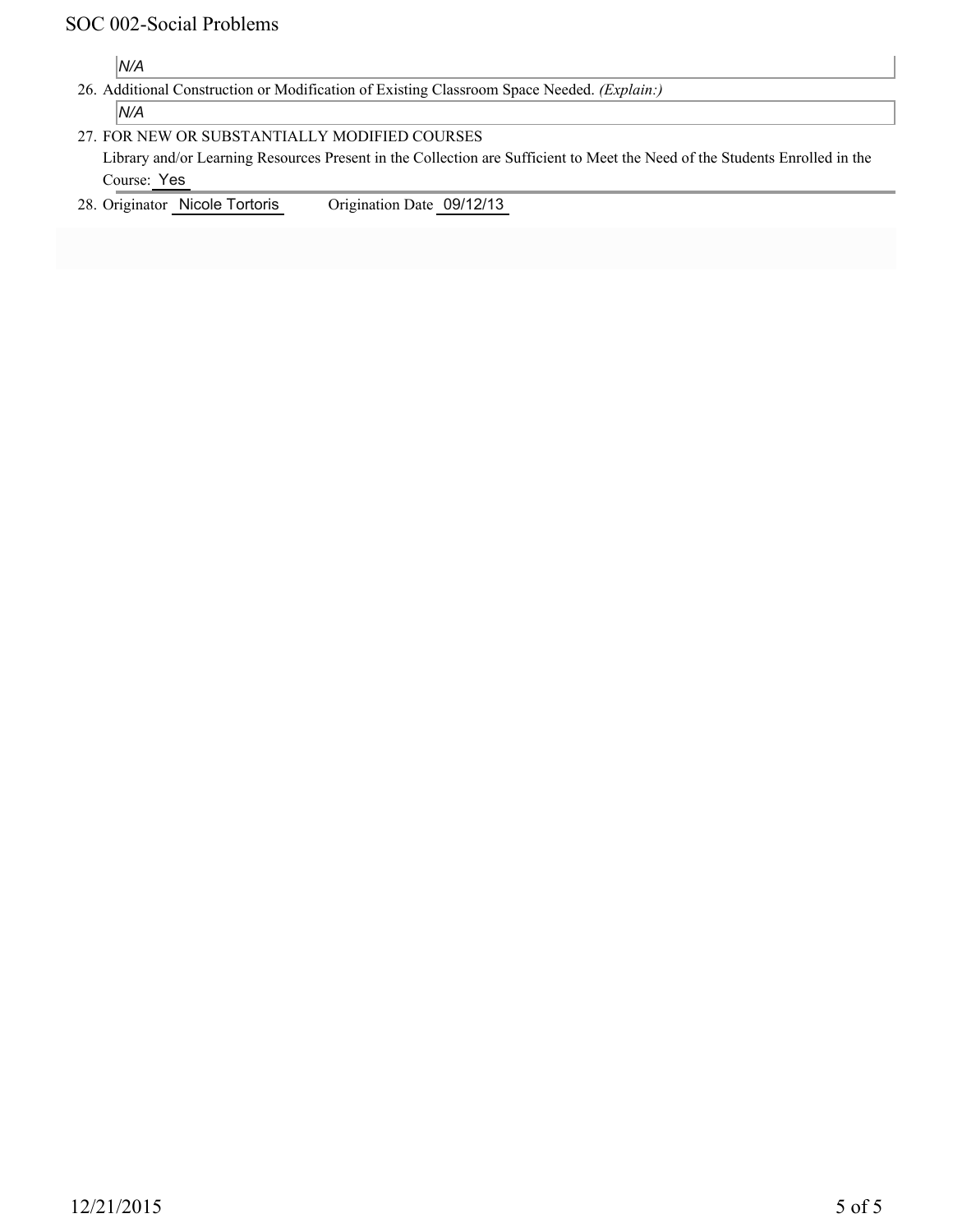*N/A*

26. Additional Construction or Modification of Existing Classroom Space Needed. *(Explain:)*

    *N/A*

27. FOR NEW OR SUBSTANTIALLY MODIFIED COURSES

    Library and/or Learning Resources Present in the Collection are Sufficient to Meet the Need of the Students Enrolled in the Course: Yes

28. Originator Nicole Tortoris Origination Date 09/12/13